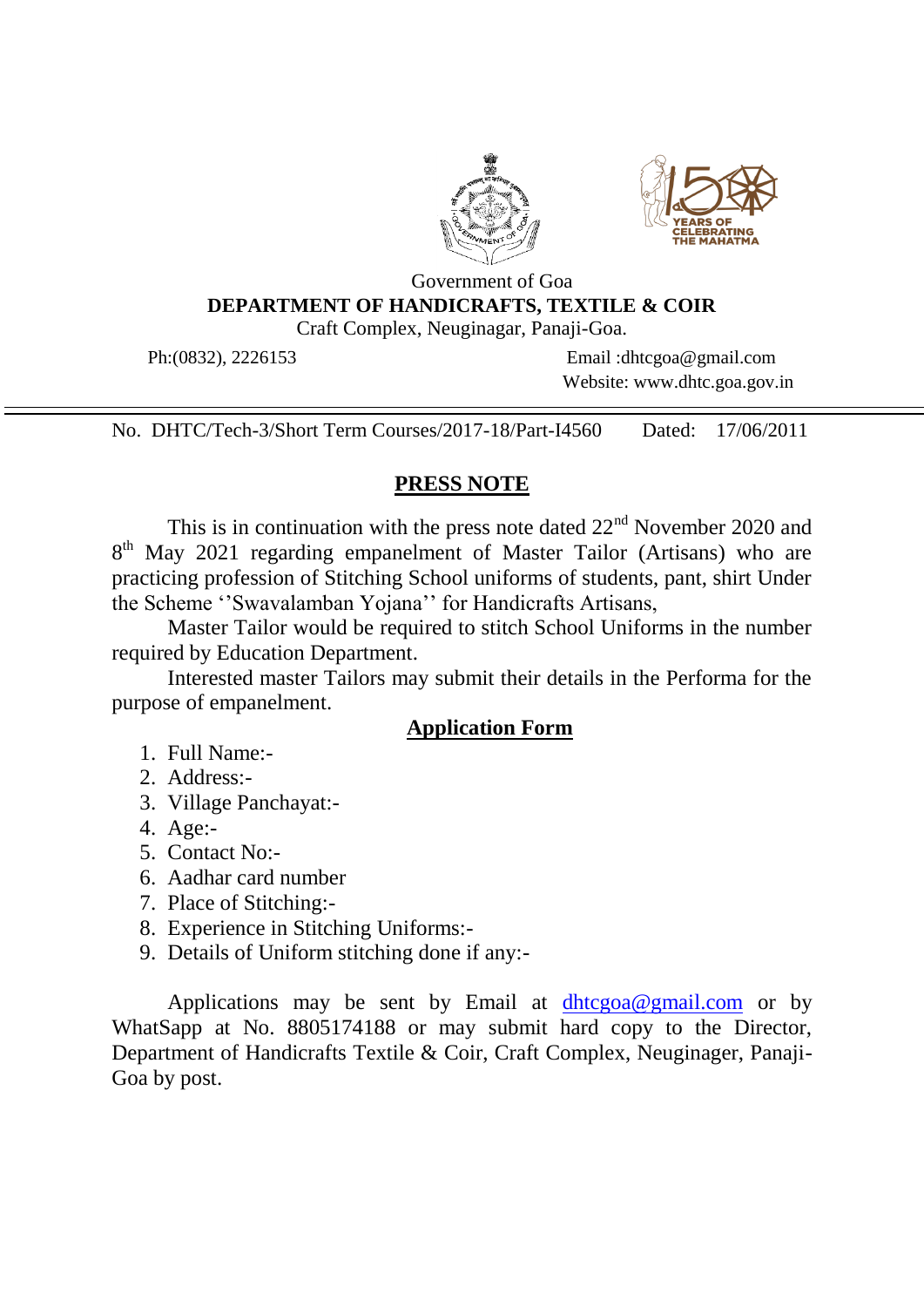Government of Goa

**DEPARTMENT OF HANDICRAFTS, TEXTILE & COIR**

Craft Complex, Neuginagar, Panaji-Goa.

Ph:(0832), 2226153

Email :dhtcgoa@gmail.com

Website: www.dhtc.goa.gov.in

---

No. DHTC/Tech-3/Short Term Courses/2017-18/Part-I4560 Dated: 17/06/2011

## PRESS NOTE

This is in continuation with the press note dated 22nd November 2020 and 8th May 2021 regarding empanelment of Master Tailor (Artisans) who are practicing profession of Stitching School uniforms of students, pant, shirt Under the Scheme ''Swavalamban Yojana'' for Handicrafts Artisans,

Master Tailor would be required to stitch School Uniforms in the number required by Education Department.

Interested master Tailors may submit their details in the Performa for the purpose of empanelment.

## Application Form

1. Full Name:-
2. Address:-
3. Village Panchayat:-
4. Age:-
5. Contact No:-
6. Aadhar card number
7. Place of Stitching:-
8. Experience in Stitching Uniforms:-
9. Details of Uniform stitching done if any:-

Applications may be sent by Email at dhtcgoa@gmail.com or by WhatSapp at No. 8805174188 or may submit hard copy to the Director, Department of Handicrafts Textile & Coir, Craft Complex, Neuginager, Panaji-Goa by post.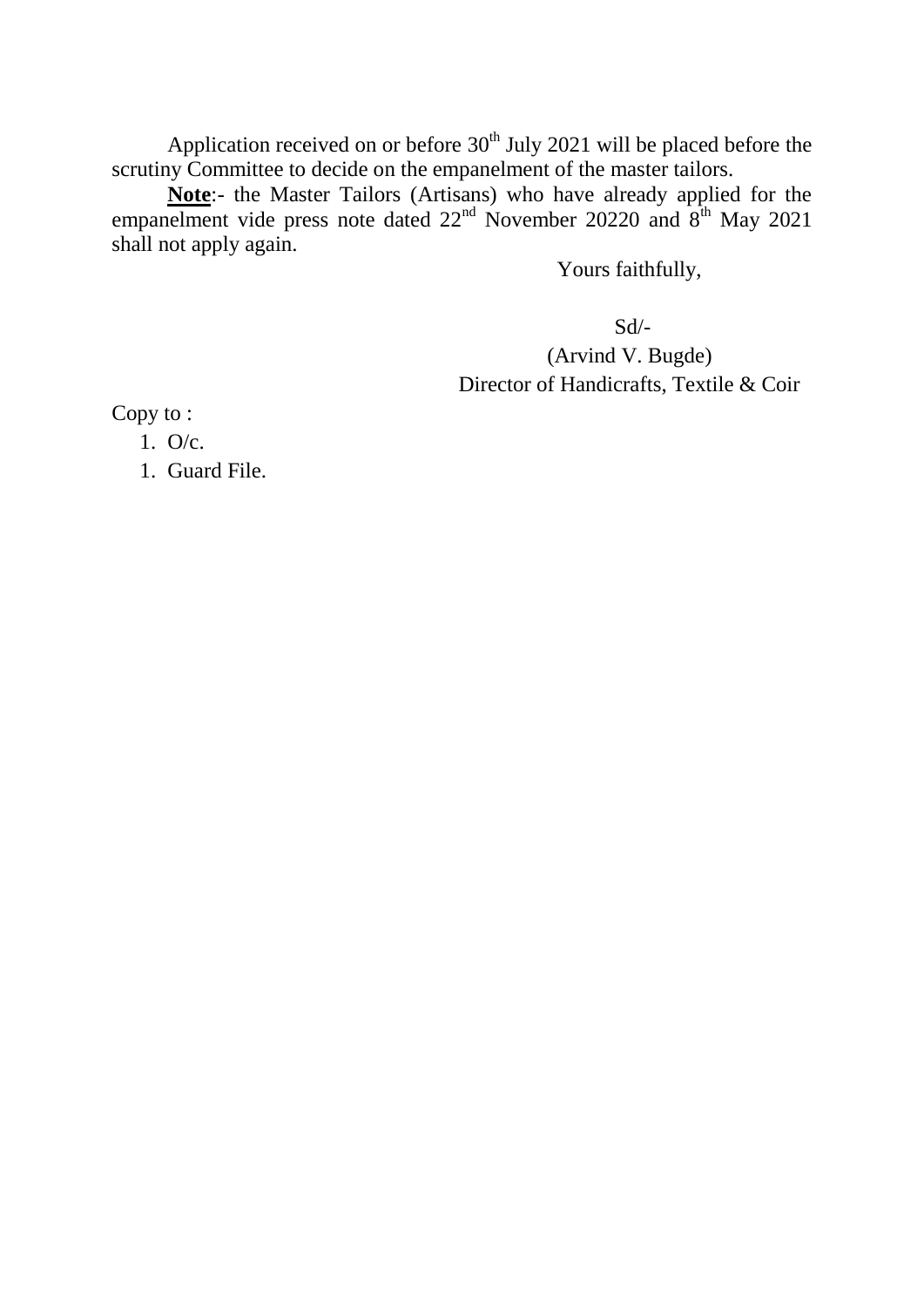Application received on or before 30th July 2021 will be placed before the scrutiny Committee to decide on the empanelment of the master tailors.

**Note**:- the Master Tailors (Artisans) who have already applied for the empanelment vide press note dated 22nd November 20220 and 8th May 2021 shall not apply again.

Yours faithfully,

Sd/-

(Arvind V. Bugde)

Director of Handicrafts, Textile & Coir

Copy to :

1. O/c.
1. Guard File.